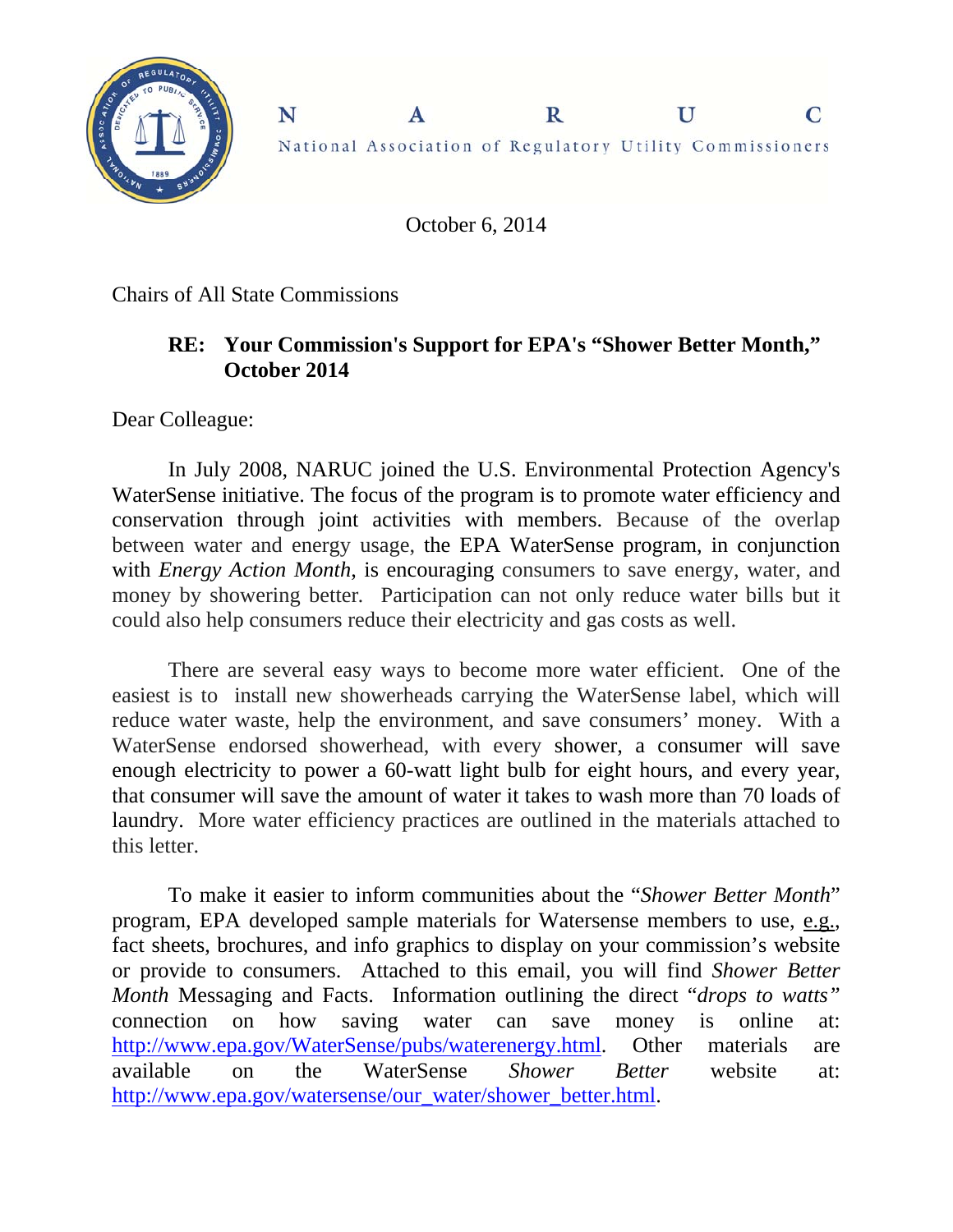# NARUC

National Association of Regulatory Utility Commissioners

October 6, 2014

Chairs of All State Commissions

**RE: Your Commission's Support for EPA's "Shower Better Month," October 2014**

Dear Colleague:

In July 2008, NARUC joined the U.S. Environmental Protection Agency's WaterSense initiative. The focus of the program is to promote water efficiency and conservation through joint activities with members. Because of the overlap between water and energy usage, the EPA WaterSense program, in conjunction with *Energy Action Month*, is encouraging consumers to save energy, water, and money by showering better. Participation can not only reduce water bills but it could also help consumers reduce their electricity and gas costs as well.

There are several easy ways to become more water efficient. One of the easiest is to install new showerheads carrying the WaterSense label, which will reduce water waste, help the environment, and save consumers' money. With a WaterSense endorsed showerhead, with every shower, a consumer will save enough electricity to power a 60-watt light bulb for eight hours, and every year, that consumer will save the amount of water it takes to wash more than 70 loads of laundry. More water efficiency practices are outlined in the materials attached to this letter.

To make it easier to inform communities about the "*Shower Better Month*" program, EPA developed sample materials for Watersense members to use, e.g., fact sheets, brochures, and info graphics to display on your commission's website or provide to consumers. Attached to this email, you will find *Shower Better Month* Messaging and Facts. Information outlining the direct "*drops to watts"* connection on how saving water can save money is online at: http://www.epa.gov/WaterSense/pubs/waterenergy.html. Other materials are available on the WaterSense *Shower Better* website at: http://www.epa.gov/watersense/our_water/shower_better.html.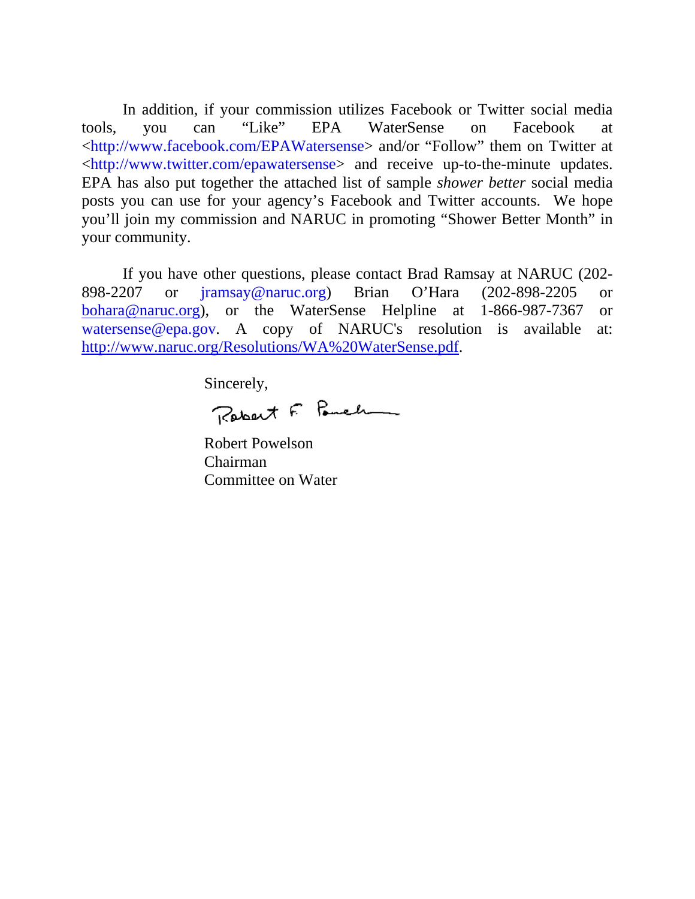In addition, if your commission utilizes Facebook or Twitter social media tools, you can "Like" EPA WaterSense on Facebook at <http://www.facebook.com/EPAWatersense> and/or "Follow" them on Twitter at <http://www.twitter.com/epawatersense> and receive up-to-the-minute updates. EPA has also put together the attached list of sample *shower better* social media posts you can use for your agency's Facebook and Twitter accounts. We hope you'll join my commission and NARUC in promoting "Shower Better Month" in your community.

If you have other questions, please contact Brad Ramsay at NARUC (202-898-2207 or jramsay@naruc.org) Brian O'Hara (202-898-2205 or bohara@naruc.org), or the WaterSense Helpline at 1-866-987-7367 or watersense@epa.gov. A copy of NARUC's resolution is available at: http://www.naruc.org/Resolutions/WA%20WaterSense.pdf.

Sincerely,

Robert F Powelson

Robert Powelson
Chairman
Committee on Water